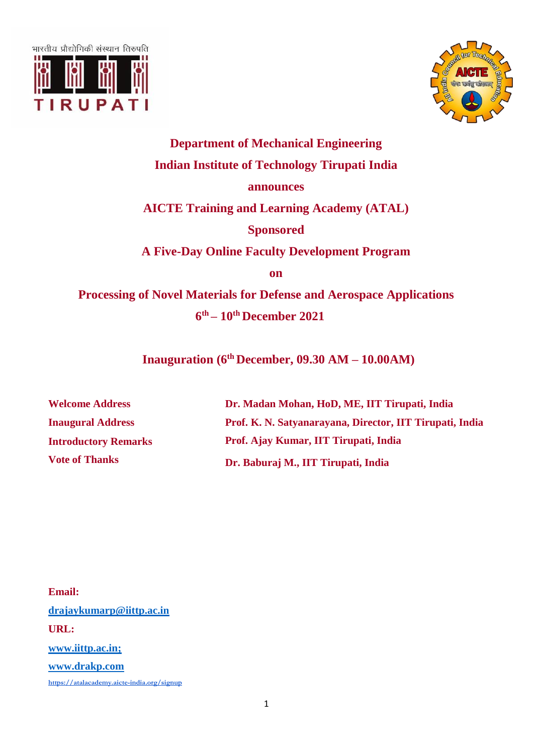**Department of Mechanical Engineering**

**Indian Institute of Technology Tirupati India**

**announces**

**AICTE Training and Learning Academy (ATAL)**

**Sponsored**

**A Five-Day Online Faculty Development Program**

**on**

# Processing of Novel Materials for Defense and Aerospace Applications

**6th – 10th December 2021**

## Inauguration (6th December, 09.30 AM – 10.00AM)

| | |
|---|---|
| **Welcome Address** | **Dr. Madan Mohan, HoD, ME, IIT Tirupati, India** |
| **Inaugural Address** | **Prof. K. N. Satyanarayana, Director, IIT Tirupati, India** |
| **Introductory Remarks** | **Prof. Ajay Kumar, IIT Tirupati, India** |
| **Vote of Thanks** | **Dr. Baburaj M., IIT Tirupati, India** |

**Email:**

**drajaykumarp@iittp.ac.in**

**URL:**

**www.iittp.ac.in;**

**www.drakp.com**

https://atalacademy.aicte-india.org/signup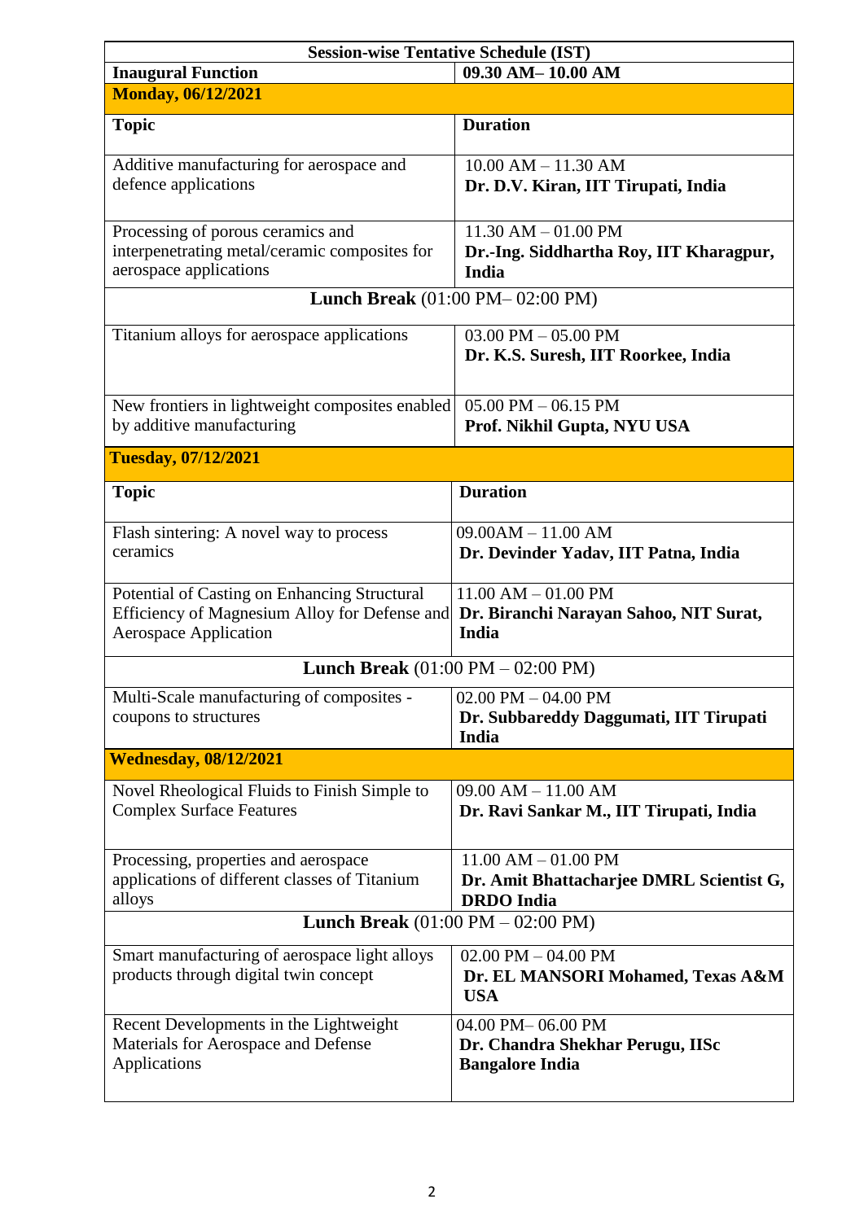| **Session-wise Tentative Schedule (IST)** | |
|---|---|
| **Inaugural Function** | **09.30 AM– 10.00 AM** |
| **Monday, 06/12/2021** | |
| **Topic** | **Duration** |
| Additive manufacturing for aerospace and defence applications | 10.00 AM – 11.30 AM<br>**Dr. D.V. Kiran, IIT Tirupati, India** |
| Processing of porous ceramics and interpenetrating metal/ceramic composites for aerospace applications | 11.30 AM – 01.00 PM<br>**Dr.-Ing. Siddhartha Roy, IIT Kharagpur, India** |
| **Lunch Break** (01:00 PM– 02:00 PM) | |
| Titanium alloys for aerospace applications | 03.00 PM – 05.00 PM<br>**Dr. K.S. Suresh, IIT Roorkee, India** |
| New frontiers in lightweight composites enabled by additive manufacturing | 05.00 PM – 06.15 PM<br>**Prof. Nikhil Gupta, NYU USA** |
| **Tuesday, 07/12/2021** | |
| **Topic** | **Duration** |
| Flash sintering: A novel way to process ceramics | 09.00AM – 11.00 AM<br>**Dr. Devinder Yadav, IIT Patna, India** |
| Potential of Casting on Enhancing Structural Efficiency of Magnesium Alloy for Defense and Aerospace Application | 11.00 AM – 01.00 PM<br>**Dr. Biranchi Narayan Sahoo, NIT Surat, India** |
| **Lunch Break** (01:00 PM – 02:00 PM) | |
| Multi-Scale manufacturing of composites - coupons to structures | 02.00 PM – 04.00 PM<br>**Dr. Subbareddy Daggumati, IIT Tirupati India** |
| **Wednesday, 08/12/2021** | |
| Novel Rheological Fluids to Finish Simple to Complex Surface Features | 09.00 AM – 11.00 AM<br>**Dr. Ravi Sankar M., IIT Tirupati, India** |
| Processing, properties and aerospace applications of different classes of Titanium alloys | 11.00 AM – 01.00 PM<br>**Dr. Amit Bhattacharjee DMRL Scientist G, DRDO India** |
| **Lunch Break** (01:00 PM – 02:00 PM) | |
| Smart manufacturing of aerospace light alloys products through digital twin concept | 02.00 PM – 04.00 PM<br>**Dr. EL MANSORI Mohamed, Texas A&M USA** |
| Recent Developments in the Lightweight Materials for Aerospace and Defense Applications | 04.00 PM– 06.00 PM<br>**Dr. Chandra Shekhar Perugu, IISc Bangalore India** |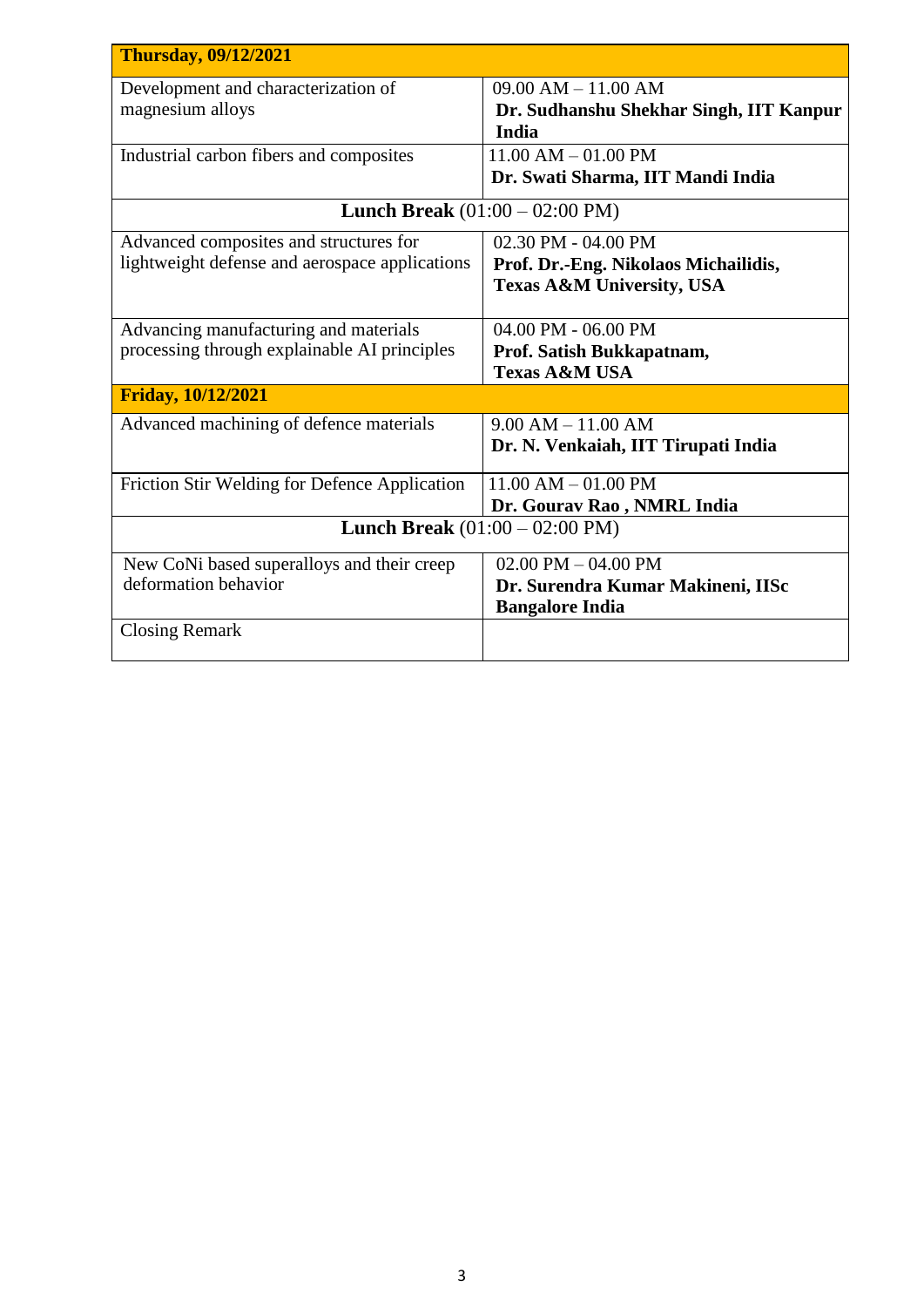| | |
|---|---|
| **Thursday, 09/12/2021** | |
| Development and characterization of magnesium alloys | 09.00 AM – 11.00 AM<br>**Dr. Sudhanshu Shekhar Singh, IIT Kanpur India** |
| Industrial carbon fibers and composites | 11.00 AM – 01.00 PM<br>**Dr. Swati Sharma, IIT Mandi India** |
| **Lunch Break** (01:00 – 02:00 PM) | |
| Advanced composites and structures for lightweight defense and aerospace applications | 02.30 PM - 04.00 PM<br>**Prof. Dr.-Eng. Nikolaos Michailidis, Texas A&M University, USA** |
| Advancing manufacturing and materials processing through explainable AI principles | 04.00 PM - 06.00 PM<br>**Prof. Satish Bukkapatnam, Texas A&M USA** |
| **Friday, 10/12/2021** | |
| Advanced machining of defence materials | 9.00 AM – 11.00 AM<br>**Dr. N. Venkaiah, IIT Tirupati India** |
| Friction Stir Welding for Defence Application | 11.00 AM – 01.00 PM<br>**Dr. Gourav Rao , NMRL India** |
| **Lunch Break** (01:00 – 02:00 PM) | |
| New CoNi based superalloys and their creep deformation behavior | 02.00 PM – 04.00 PM<br>**Dr. Surendra Kumar Makineni, IISc Bangalore India** |
| Closing Remark | |